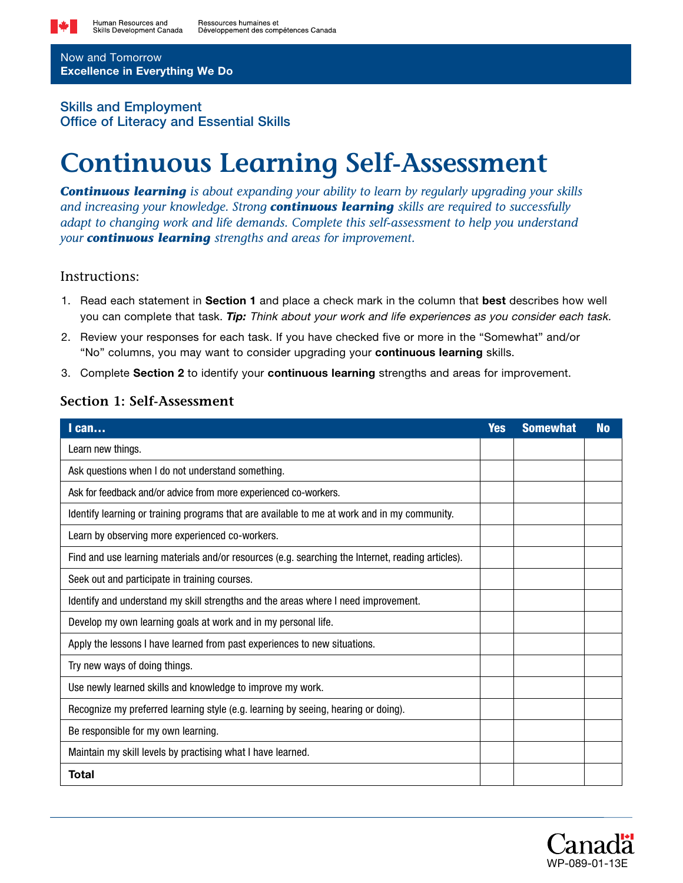Human Resources and Skills Development Canada / Ressources humaines et Développement des compétences Canada

Now and Tomorrow
**Excellence in Everything We Do**

Skills and Employment
Office of Literacy and Essential Skills

# Continuous Learning Self-Assessment

***Continuous learning*** *is about expanding your ability to learn by regularly upgrading your skills and increasing your knowledge. Strong* ***continuous learning*** *skills are required to successfully adapt to changing work and life demands. Complete this self-assessment to help you understand your* ***continuous learning*** *strengths and areas for improvement.*

## Instructions:

1. Read each statement in **Section 1** and place a check mark in the column that **best** describes how well you can complete that task. ***Tip:*** *Think about your work and life experiences as you consider each task.*
2. Review your responses for each task. If you have checked five or more in the "Somewhat" and/or "No" columns, you may want to consider upgrading your **continuous learning** skills.
3. Complete **Section 2** to identify your **continuous learning** strengths and areas for improvement.

### Section 1: Self-Assessment

| I can… | Yes | Somewhat | No |
|---|---|---|---|
| Learn new things. | | | |
| Ask questions when I do not understand something. | | | |
| Ask for feedback and/or advice from more experienced co-workers. | | | |
| Identify learning or training programs that are available to me at work and in my community. | | | |
| Learn by observing more experienced co-workers. | | | |
| Find and use learning materials and/or resources (e.g. searching the Internet, reading articles). | | | |
| Seek out and participate in training courses. | | | |
| Identify and understand my skill strengths and the areas where I need improvement. | | | |
| Develop my own learning goals at work and in my personal life. | | | |
| Apply the lessons I have learned from past experiences to new situations. | | | |
| Try new ways of doing things. | | | |
| Use newly learned skills and knowledge to improve my work. | | | |
| Recognize my preferred learning style (e.g. learning by seeing, hearing or doing). | | | |
| Be responsible for my own learning. | | | |
| Maintain my skill levels by practising what I have learned. | | | |
| **Total** | | | |

WP-089-01-13E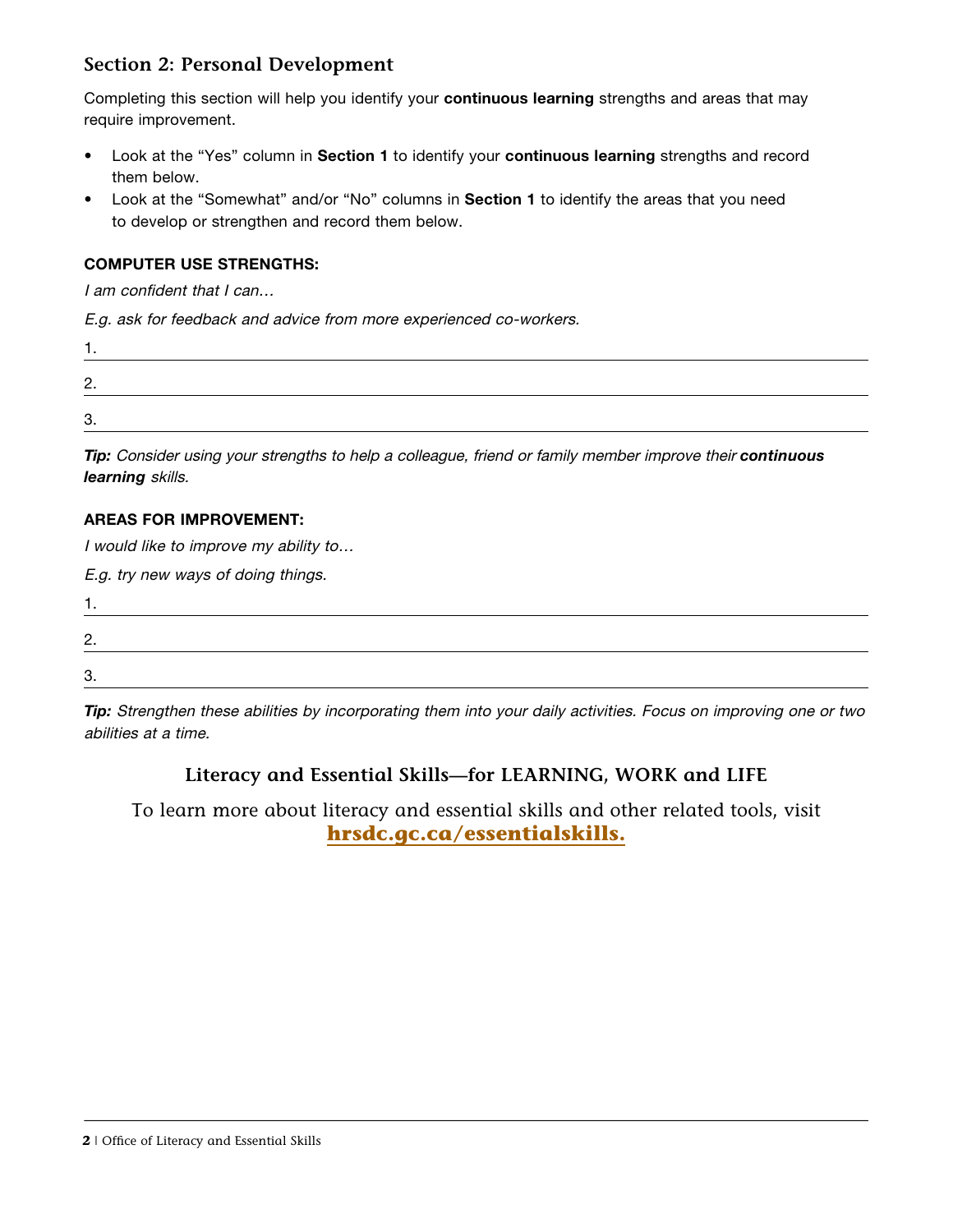## Section 2: Personal Development

Completing this section will help you identify your **continuous learning** strengths and areas that may require improvement.

- Look at the "Yes" column in **Section 1** to identify your **continuous learning** strengths and record them below.
- Look at the "Somewhat" and/or "No" columns in **Section 1** to identify the areas that you need to develop or strengthen and record them below.

**COMPUTER USE STRENGTHS:**

*I am confident that I can…*

*E.g. ask for feedback and advice from more experienced co-workers.*

1. ___________________________

2. ___________________________

3. ___________________________

***Tip:*** *Consider using your strengths to help a colleague, friend or family member improve their* ***continuous learning*** *skills.*

**AREAS FOR IMPROVEMENT:**

*I would like to improve my ability to…*

*E.g. try new ways of doing things.*

1. ___________________________

2. ___________________________

3. ___________________________

***Tip:*** *Strengthen these abilities by incorporating them into your daily activities. Focus on improving one or two abilities at a time.*

**Literacy and Essential Skills—for LEARNING, WORK and LIFE**

To learn more about literacy and essential skills and other related tools, visit **hrsdc.gc.ca/essentialskills.**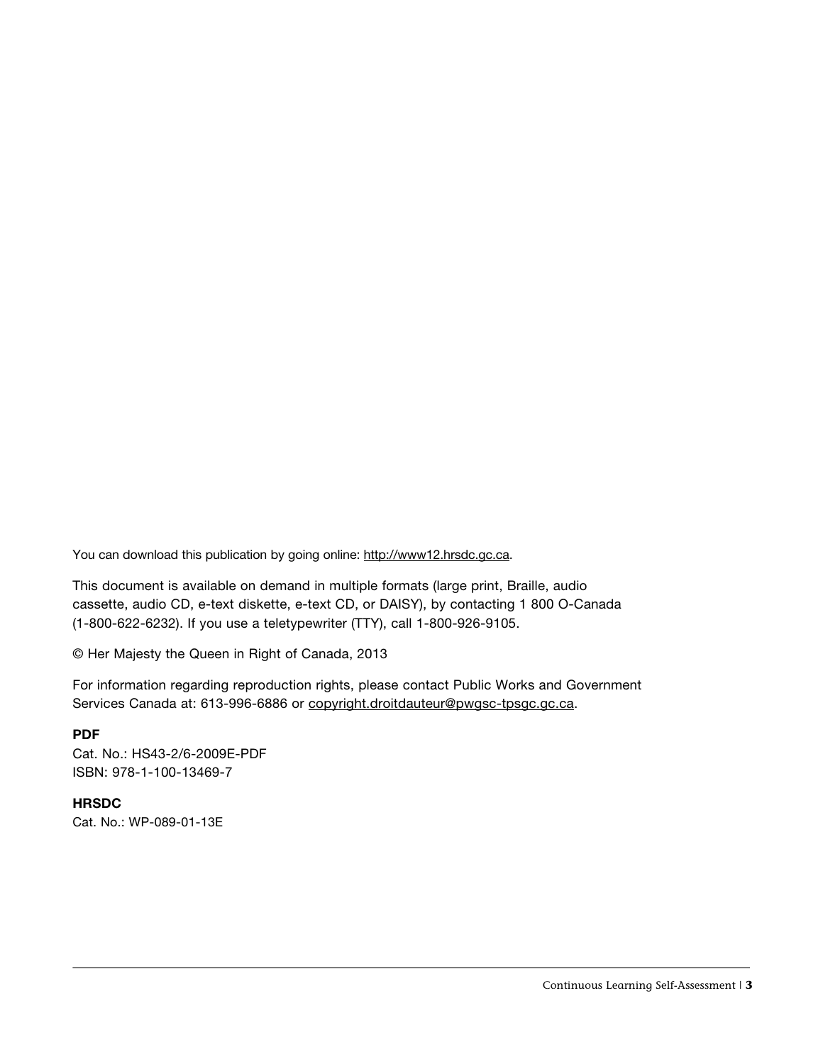You can download this publication by going online: http://www12.hrsdc.gc.ca.

This document is available on demand in multiple formats (large print, Braille, audio cassette, audio CD, e-text diskette, e-text CD, or DAISY), by contacting 1 800 O-Canada (1-800-622-6232). If you use a teletypewriter (TTY), call 1-800-926-9105.

© Her Majesty the Queen in Right of Canada, 2013

For information regarding reproduction rights, please contact Public Works and Government Services Canada at: 613-996-6886 or copyright.droitdauteur@pwgsc-tpsgc.gc.ca.

**PDF**  
Cat. No.: HS43-2/6-2009E-PDF  
ISBN: 978-1-100-13469-7

**HRSDC**  
Cat. No.: WP-089-01-13E